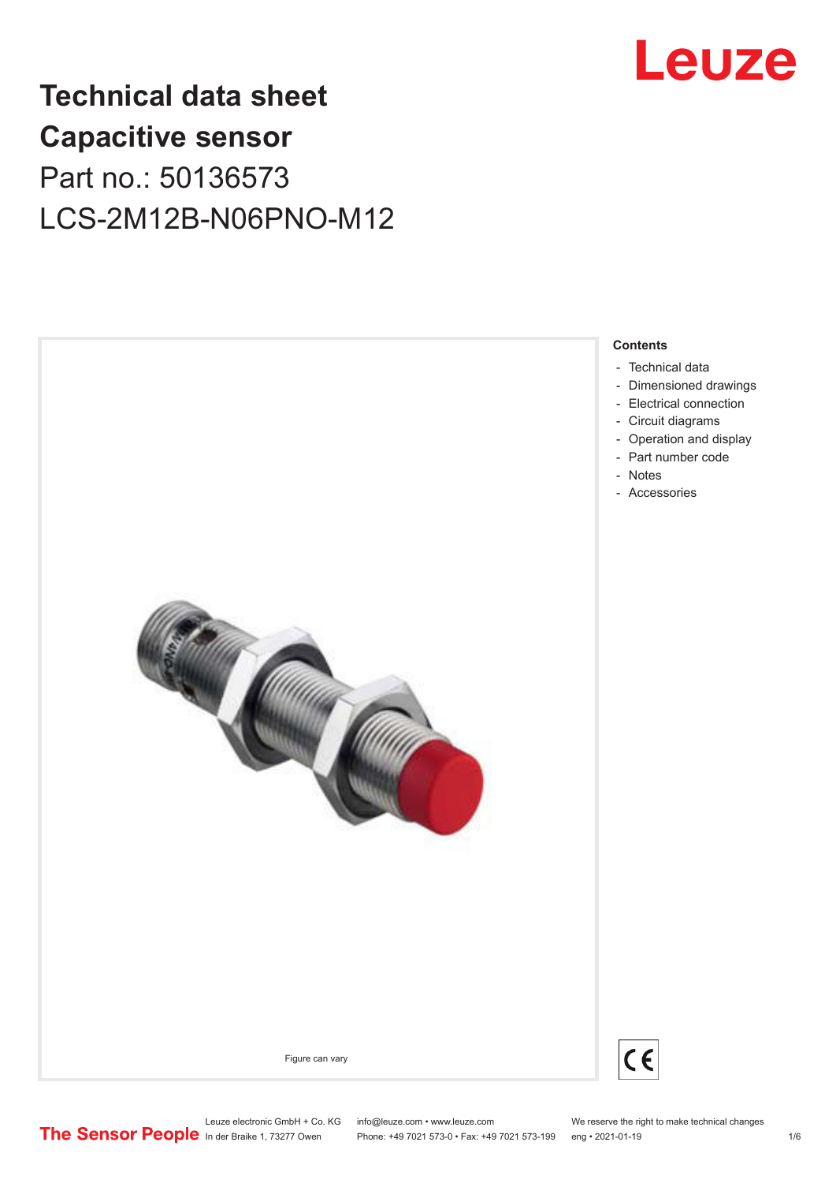# Technical data sheet
# Capacitive sensor

Part no.: 50136573

LCS-2M12B-N06PNO-M12

Figure can vary

**Contents**

- Technical data
- Dimensioned drawings
- Electrical connection
- Circuit diagrams
- Operation and display
- Part number code
- Notes
- Accessories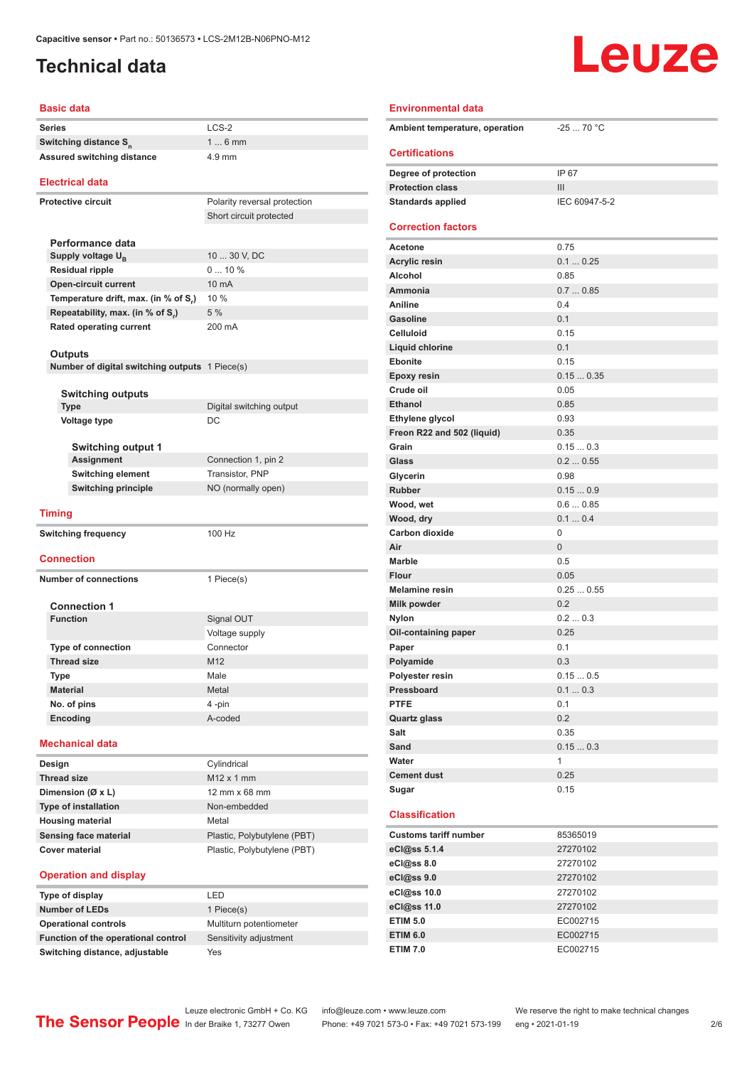Capacitive sensor • Part no.: 50136573 • LCS-2M12B-N06PNO-M12

# Technical data

## Basic data

| | |
|---|---|
| Series | LCS-2 |
| Switching distance $S_n$ | 1 ... 6 mm |
| Assured switching distance | 4.9 mm |

## Electrical data

| | |
|---|---|
| Protective circuit | Polarity reversal protection |
| | Short circuit protected |

### Performance data

| | |
|---|---|
| Supply voltage $U_B$ | 10 ... 30 V, DC |
| Residual ripple | 0 ... 10 % |
| Open-circuit current | 10 mA |
| Temperature drift, max. (in % of $S_r$) | 10 % |
| Repeatability, max. (in % of $S_r$) | 5 % |
| Rated operating current | 200 mA |

### Outputs

| | |
|---|---|
| Number of digital switching outputs | 1 Piece(s) |

#### Switching outputs

| | |
|---|---|
| Type | Digital switching output |
| Voltage type | DC |

##### Switching output 1

| | |
|---|---|
| Assignment | Connection 1, pin 2 |
| Switching element | Transistor, PNP |
| Switching principle | NO (normally open) |

## Timing

| | |
|---|---|
| Switching frequency | 100 Hz |

## Connection

| | |
|---|---|
| Number of connections | 1 Piece(s) |

### Connection 1

| | |
|---|---|
| Function | Signal OUT |
| | Voltage supply |
| Type of connection | Connector |
| Thread size | M12 |
| Type | Male |
| Material | Metal |
| No. of pins | 4 -pin |
| Encoding | A-coded |

## Mechanical data

| | |
|---|---|
| Design | Cylindrical |
| Thread size | M12 x 1 mm |
| Dimension (Ø x L) | 12 mm x 68 mm |
| Type of installation | Non-embedded |
| Housing material | Metal |
| Sensing face material | Plastic, Polybutylene (PBT) |
| Cover material | Plastic, Polybutylene (PBT) |

## Operation and display

| | |
|---|---|
| Type of display | LED |
| Number of LEDs | 1 Piece(s) |
| Operational controls | Multiturn potentiometer |
| Function of the operational control | Sensitivity adjustment |
| Switching distance, adjustable | Yes |

## Environmental data

| | |
|---|---|
| Ambient temperature, operation | -25 ... 70 °C |

## Certifications

| | |
|---|---|
| Degree of protection | IP 67 |
| Protection class | III |
| Standards applied | IEC 60947-5-2 |

## Correction factors

| | |
|---|---|
| Acetone | 0.75 |
| Acrylic resin | 0.1 ... 0.25 |
| Alcohol | 0.85 |
| Ammonia | 0.7 ... 0.85 |
| Aniline | 0.4 |
| Gasoline | 0.1 |
| Celluloid | 0.15 |
| Liquid chlorine | 0.1 |
| Ebonite | 0.15 |
| Epoxy resin | 0.15 ... 0.35 |
| Crude oil | 0.05 |
| Ethanol | 0.85 |
| Ethylene glycol | 0.93 |
| Freon R22 and 502 (liquid) | 0.35 |
| Grain | 0.15 ... 0.3 |
| Glass | 0.2 ... 0.55 |
| Glycerin | 0.98 |
| Rubber | 0.15 ... 0.9 |
| Wood, wet | 0.6 ... 0.85 |
| Wood, dry | 0.1 ... 0.4 |
| Carbon dioxide | 0 |
| Air | 0 |
| Marble | 0.5 |
| Flour | 0.05 |
| Melamine resin | 0.25 ... 0.55 |
| Milk powder | 0.2 |
| Nylon | 0.2 ... 0.3 |
| Oil-containing paper | 0.25 |
| Paper | 0.1 |
| Polyamide | 0.3 |
| Polyester resin | 0.15 ... 0.5 |
| Pressboard | 0.1 ... 0.3 |
| PTFE | 0.1 |
| Quartz glass | 0.2 |
| Salt | 0.35 |
| Sand | 0.15 ... 0.3 |
| Water | 1 |
| Cement dust | 0.25 |
| Sugar | 0.15 |

## Classification

| | |
|---|---|
| Customs tariff number | 85365019 |
| eCl@ss 5.1.4 | 27270102 |
| eCl@ss 8.0 | 27270102 |
| eCl@ss 9.0 | 27270102 |
| eCl@ss 10.0 | 27270102 |
| eCl@ss 11.0 | 27270102 |
| ETIM 5.0 | EC002715 |
| ETIM 6.0 | EC002715 |
| ETIM 7.0 | EC002715 |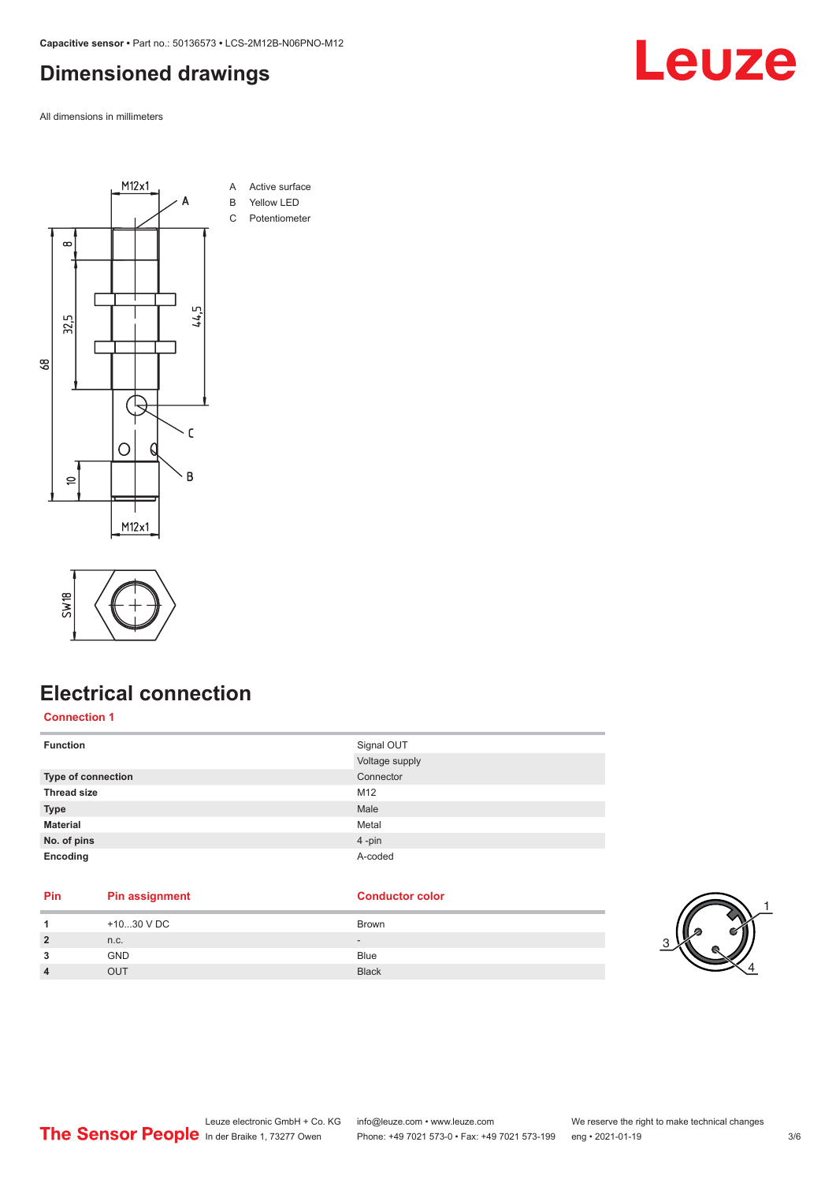# Dimensioned drawings

All dimensions in millimeters

A Active surface
B Yellow LED
C Potentiometer

# Electrical connection

## Connection 1

| | |
|---|---|
| **Function** | Signal OUT |
| | Voltage supply |
| **Type of connection** | Connector |
| **Thread size** | M12 |
| **Type** | Male |
| **Material** | Metal |
| **No. of pins** | 4 -pin |
| **Encoding** | A-coded |

| Pin | Pin assignment | Conductor color |
|---|---|---|
| **1** | +10...30 V DC | Brown |
| **2** | n.c. | - |
| **3** | GND | Blue |
| **4** | OUT | Black |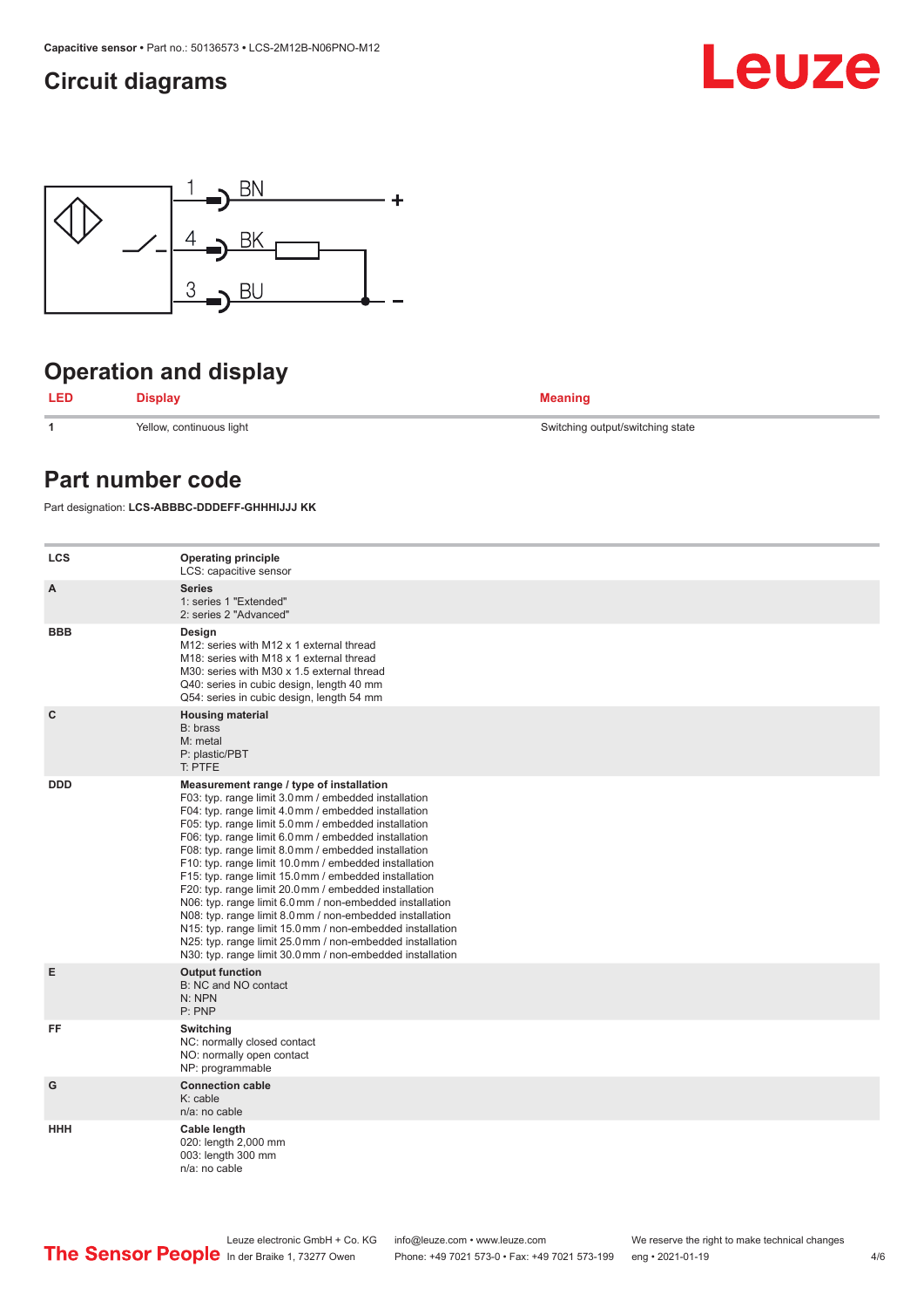## Circuit diagrams

1 BN +

4 BK

3 BU –

## Operation and display

| LED | Display | Meaning |
|---|---|---|
| 1 | Yellow, continuous light | Switching output/switching state |

## Part number code

Part designation: **LCS-ABBBC-DDDEFF-GHHHIJJJ KK**

| | |
|---|---|
| LCS | **Operating principle**<br>LCS: capacitive sensor |
| A | **Series**<br>1: series 1 "Extended"<br>2: series 2 "Advanced" |
| BBB | **Design**<br>M12: series with M12 x 1 external thread<br>M18: series with M18 x 1 external thread<br>M30: series with M30 x 1.5 external thread<br>Q40: series in cubic design, length 40 mm<br>Q54: series in cubic design, length 54 mm |
| C | **Housing material**<br>B: brass<br>M: metal<br>P: plastic/PBT<br>T: PTFE |
| DDD | **Measurement range / type of installation**<br>F03: typ. range limit 3.0 mm / embedded installation<br>F04: typ. range limit 4.0 mm / embedded installation<br>F05: typ. range limit 5.0 mm / embedded installation<br>F06: typ. range limit 6.0 mm / embedded installation<br>F08: typ. range limit 8.0 mm / embedded installation<br>F10: typ. range limit 10.0 mm / embedded installation<br>F15: typ. range limit 15.0 mm / embedded installation<br>F20: typ. range limit 20.0 mm / embedded installation<br>N06: typ. range limit 6.0 mm / non-embedded installation<br>N08: typ. range limit 8.0 mm / non-embedded installation<br>N15: typ. range limit 15.0 mm / non-embedded installation<br>N25: typ. range limit 25.0 mm / non-embedded installation<br>N30: typ. range limit 30.0 mm / non-embedded installation |
| E | **Output function**<br>B: NC and NO contact<br>N: NPN<br>P: PNP |
| FF | **Switching**<br>NC: normally closed contact<br>NO: normally open contact<br>NP: programmable |
| G | **Connection cable**<br>K: cable<br>n/a: no cable |
| HHH | **Cable length**<br>020: length 2,000 mm<br>003: length 300 mm<br>n/a: no cable |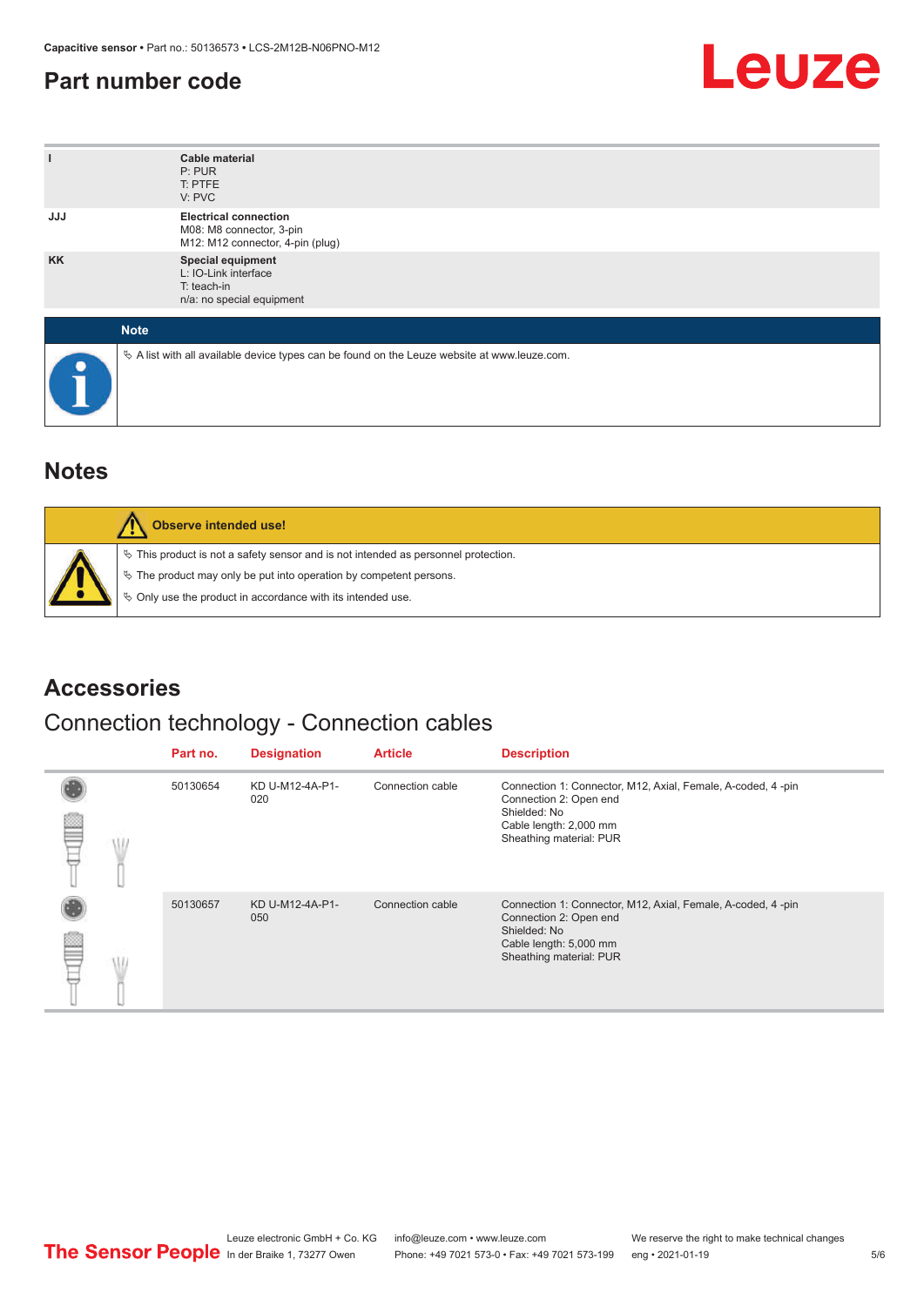## Part number code

| | |
|---|---|
| I | **Cable material**<br>P: PUR<br>T: PTFE<br>V: PVC |
| JJJ | **Electrical connection**<br>M08: M8 connector, 3-pin<br>M12: M12 connector, 4-pin (plug) |
| KK | **Special equipment**<br>L: IO-Link interface<br>T: teach-in<br>n/a: no special equipment |

**Note**

- A list with all available device types can be found on the Leuze website at www.leuze.com.

## Notes

**Observe intended use!**

- This product is not a safety sensor and is not intended as personnel protection.
- The product may only be put into operation by competent persons.
- Only use the product in accordance with its intended use.

## Accessories

### Connection technology - Connection cables

| Part no. | Designation | Article | Description |
|---|---|---|---|
| 50130654 | KD U-M12-4A-P1-020 | Connection cable | Connection 1: Connector, M12, Axial, Female, A-coded, 4 -pin<br>Connection 2: Open end<br>Shielded: No<br>Cable length: 2,000 mm<br>Sheathing material: PUR |
| 50130657 | KD U-M12-4A-P1-050 | Connection cable | Connection 1: Connector, M12, Axial, Female, A-coded, 4 -pin<br>Connection 2: Open end<br>Shielded: No<br>Cable length: 5,000 mm<br>Sheathing material: PUR |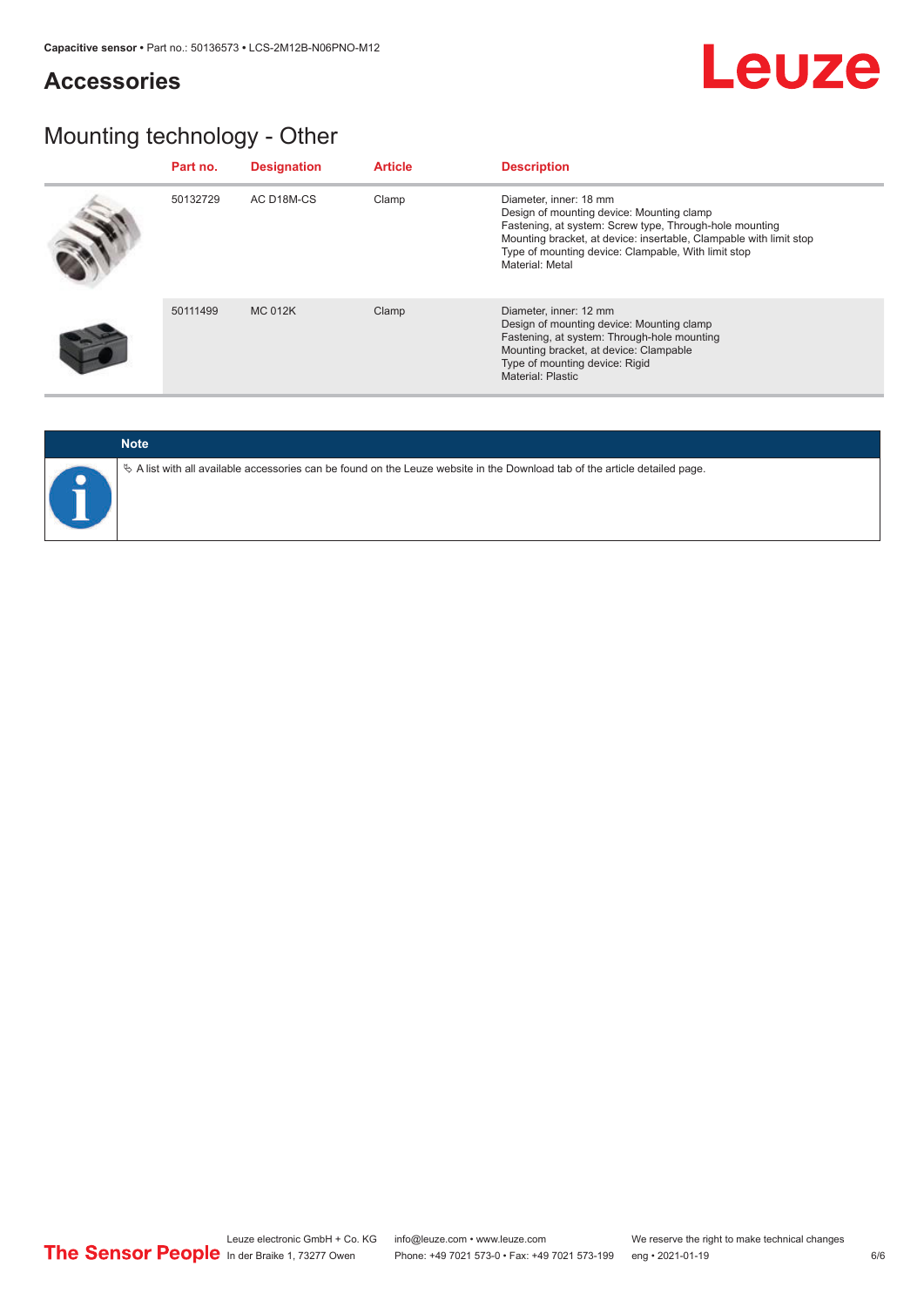## Accessories

### Mounting technology - Other

| | Part no. | Designation | Article | Description |
|---|---|---|---|---|
| | 50132729 | AC D18M-CS | Clamp | Diameter, inner: 18 mm<br>Design of mounting device: Mounting clamp<br>Fastening, at system: Screw type, Through-hole mounting<br>Mounting bracket, at device: insertable, Clampable with limit stop<br>Type of mounting device: Clampable, With limit stop<br>Material: Metal |
| | 50111499 | MC 012K | Clamp | Diameter, inner: 12 mm<br>Design of mounting device: Mounting clamp<br>Fastening, at system: Through-hole mounting<br>Mounting bracket, at device: Clampable<br>Type of mounting device: Rigid<br>Material: Plastic |

**Note**

↬ A list with all available accessories can be found on the Leuze website in the Download tab of the article detailed page.